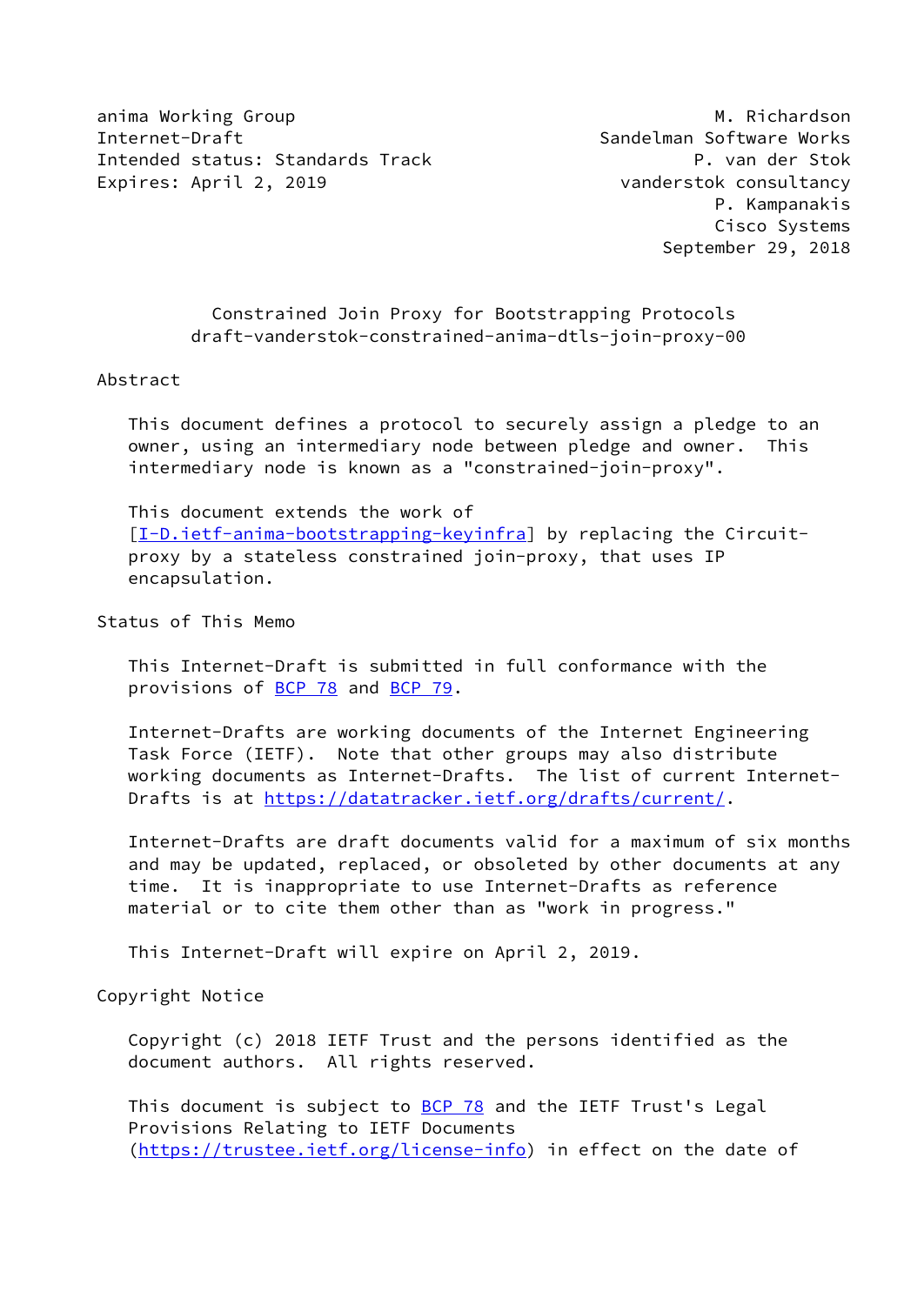anima Working Group M. Richardson
Internet-Draft Sandelman Software Works
Intended status: Standards Track P. van der Stok
Expires: April 2, 2019 vanderstok consultancy
P. Kampanakis
Cisco Systems
September 29, 2018

# Constrained Join Proxy for Bootstrapping Protocols
## draft-vanderstok-constrained-anima-dtls-join-proxy-00

## Abstract

This document defines a protocol to securely assign a pledge to an owner, using an intermediary node between pledge and owner. This intermediary node is known as a "constrained-join-proxy".

This document extends the work of [I-D.ietf-anima-bootstrapping-keyinfra] by replacing the Circuit-proxy by a stateless constrained join-proxy, that uses IP encapsulation.

## Status of This Memo

This Internet-Draft is submitted in full conformance with the provisions of BCP 78 and BCP 79.

Internet-Drafts are working documents of the Internet Engineering Task Force (IETF). Note that other groups may also distribute working documents as Internet-Drafts. The list of current Internet-Drafts is at https://datatracker.ietf.org/drafts/current/.

Internet-Drafts are draft documents valid for a maximum of six months and may be updated, replaced, or obsoleted by other documents at any time. It is inappropriate to use Internet-Drafts as reference material or to cite them other than as "work in progress."

This Internet-Draft will expire on April 2, 2019.

## Copyright Notice

Copyright (c) 2018 IETF Trust and the persons identified as the document authors. All rights reserved.

This document is subject to BCP 78 and the IETF Trust's Legal Provisions Relating to IETF Documents (https://trustee.ietf.org/license-info) in effect on the date of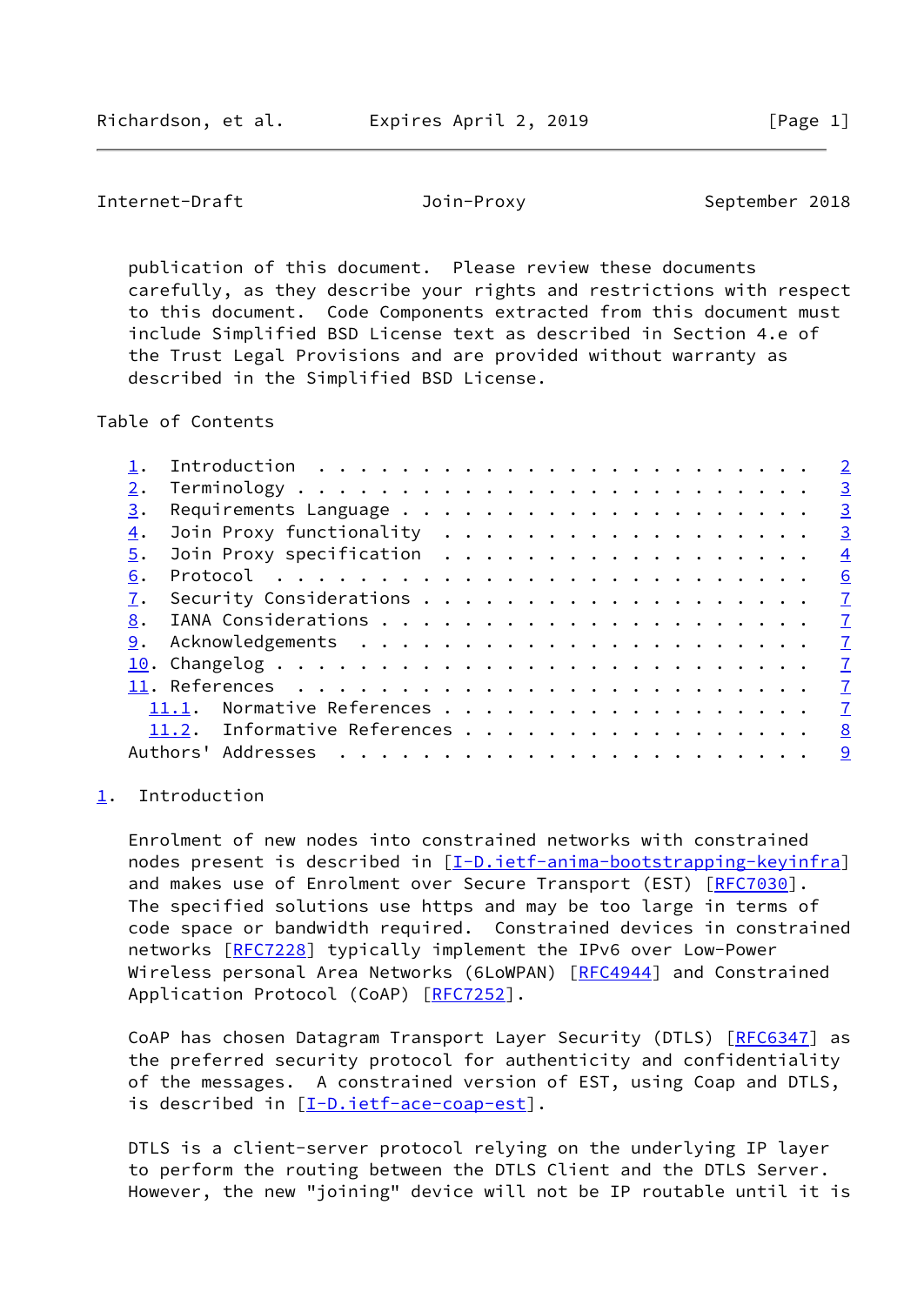publication of this document. Please review these documents carefully, as they describe your rights and restrictions with respect to this document. Code Components extracted from this document must include Simplified BSD License text as described in Section 4.e of the Trust Legal Provisions and are provided without warranty as described in the Simplified BSD License.

Table of Contents

1. Introduction . . . . . . . . . . . . . . . . . . . . . . . . 2
2. Terminology . . . . . . . . . . . . . . . . . . . . . . . . . 3
3. Requirements Language . . . . . . . . . . . . . . . . . . . . 3
4. Join Proxy functionality . . . . . . . . . . . . . . . . . . 3
5. Join Proxy specification . . . . . . . . . . . . . . . . . . 4
6. Protocol . . . . . . . . . . . . . . . . . . . . . . . . . . 6
7. Security Considerations . . . . . . . . . . . . . . . . . . . 7
8. IANA Considerations . . . . . . . . . . . . . . . . . . . . . 7
9. Acknowledgements . . . . . . . . . . . . . . . . . . . . . . 7
10. Changelog . . . . . . . . . . . . . . . . . . . . . . . . . . 7
11. References . . . . . . . . . . . . . . . . . . . . . . . . . 7
 11.1. Normative References . . . . . . . . . . . . . . . . . . 7
 11.2. Informative References . . . . . . . . . . . . . . . . . 8
Authors' Addresses . . . . . . . . . . . . . . . . . . . . . . . 9

# 1. Introduction

Enrolment of new nodes into constrained networks with constrained nodes present is described in [I-D.ietf-anima-bootstrapping-keyinfra] and makes use of Enrolment over Secure Transport (EST) [RFC7030]. The specified solutions use https and may be too large in terms of code space or bandwidth required. Constrained devices in constrained networks [RFC7228] typically implement the IPv6 over Low-Power Wireless personal Area Networks (6LoWPAN) [RFC4944] and Constrained Application Protocol (CoAP) [RFC7252].

CoAP has chosen Datagram Transport Layer Security (DTLS) [RFC6347] as the preferred security protocol for authenticity and confidentiality of the messages. A constrained version of EST, using Coap and DTLS, is described in [I-D.ietf-ace-coap-est].

DTLS is a client-server protocol relying on the underlying IP layer to perform the routing between the DTLS Client and the DTLS Server. However, the new "joining" device will not be IP routable until it is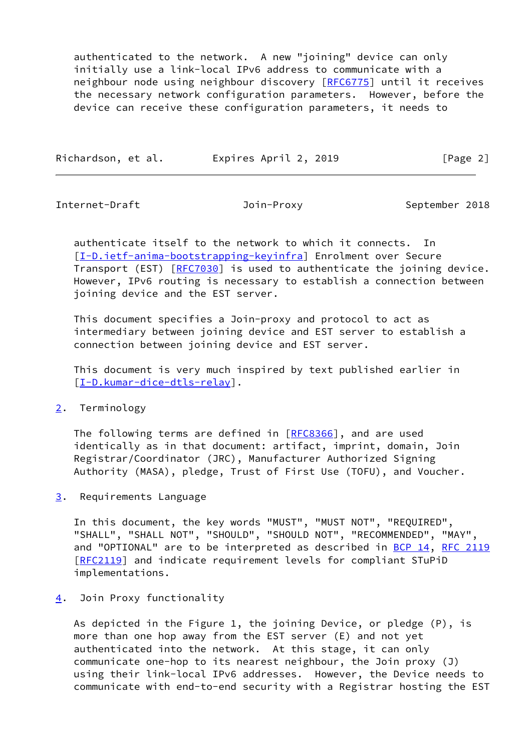authenticated to the network. A new "joining" device can only initially use a link-local IPv6 address to communicate with a neighbour node using neighbour discovery [RFC6775] until it receives the necessary network configuration parameters. However, before the device can receive these configuration parameters, it needs to authenticate itself to the network to which it connects. In [I-D.ietf-anima-bootstrapping-keyinfra] Enrolment over Secure Transport (EST) [RFC7030] is used to authenticate the joining device. However, IPv6 routing is necessary to establish a connection between joining device and the EST server.

This document specifies a Join-proxy and protocol to act as intermediary between joining device and EST server to establish a connection between joining device and EST server.

This document is very much inspired by text published earlier in [I-D.kumar-dice-dtls-relay].

## 2. Terminology

The following terms are defined in [RFC8366], and are used identically as in that document: artifact, imprint, domain, Join Registrar/Coordinator (JRC), Manufacturer Authorized Signing Authority (MASA), pledge, Trust of First Use (TOFU), and Voucher.

## 3. Requirements Language

In this document, the key words "MUST", "MUST NOT", "REQUIRED", "SHALL", "SHALL NOT", "SHOULD", "SHOULD NOT", "RECOMMENDED", "MAY", and "OPTIONAL" are to be interpreted as described in BCP 14, RFC 2119 [RFC2119] and indicate requirement levels for compliant STuPiD implementations.

## 4. Join Proxy functionality

As depicted in the Figure 1, the joining Device, or pledge (P), is more than one hop away from the EST server (E) and not yet authenticated into the network. At this stage, it can only communicate one-hop to its nearest neighbour, the Join proxy (J) using their link-local IPv6 addresses. However, the Device needs to communicate with end-to-end security with a Registrar hosting the EST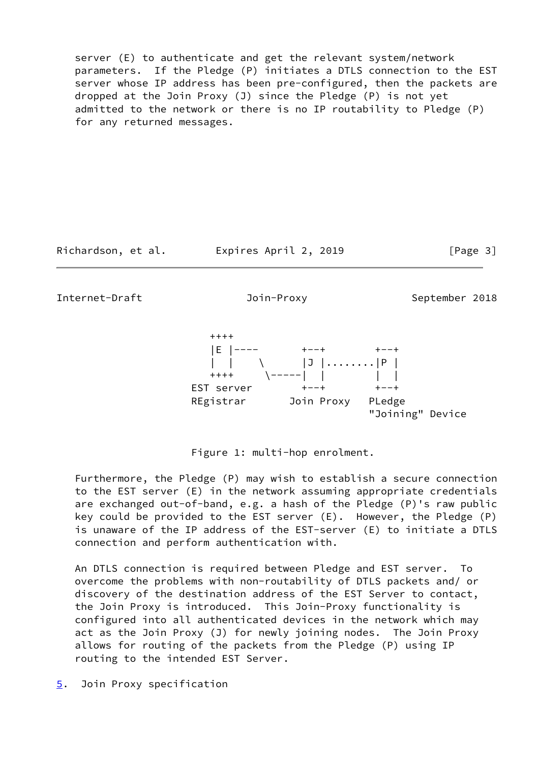server (E) to authenticate and get the relevant system/network parameters. If the Pledge (P) initiates a DTLS connection to the EST server whose IP address has been pre-configured, then the packets are dropped at the Join Proxy (J) since the Pledge (P) is not yet admitted to the network or there is no IP routability to Pledge (P) for any returned messages.

```
             ++++
             |E |----       +--+        +--+
             |  |    \      |J |........|P |
             ++++     \-----|  |        |  |
          EST server        +--+        +--+
          REgistrar       Join Proxy   PLedge
                                       "Joining" Device
```

Figure 1: multi-hop enrolment.

Furthermore, the Pledge (P) may wish to establish a secure connection to the EST server (E) in the network assuming appropriate credentials are exchanged out-of-band, e.g. a hash of the Pledge (P)'s raw public key could be provided to the EST server (E). However, the Pledge (P) is unaware of the IP address of the EST-server (E) to initiate a DTLS connection and perform authentication with.

An DTLS connection is required between Pledge and EST server. To overcome the problems with non-routability of DTLS packets and/ or discovery of the destination address of the EST Server to contact, the Join Proxy is introduced. This Join-Proxy functionality is configured into all authenticated devices in the network which may act as the Join Proxy (J) for newly joining nodes. The Join Proxy allows for routing of the packets from the Pledge (P) using IP routing to the intended EST Server.

## 5. Join Proxy specification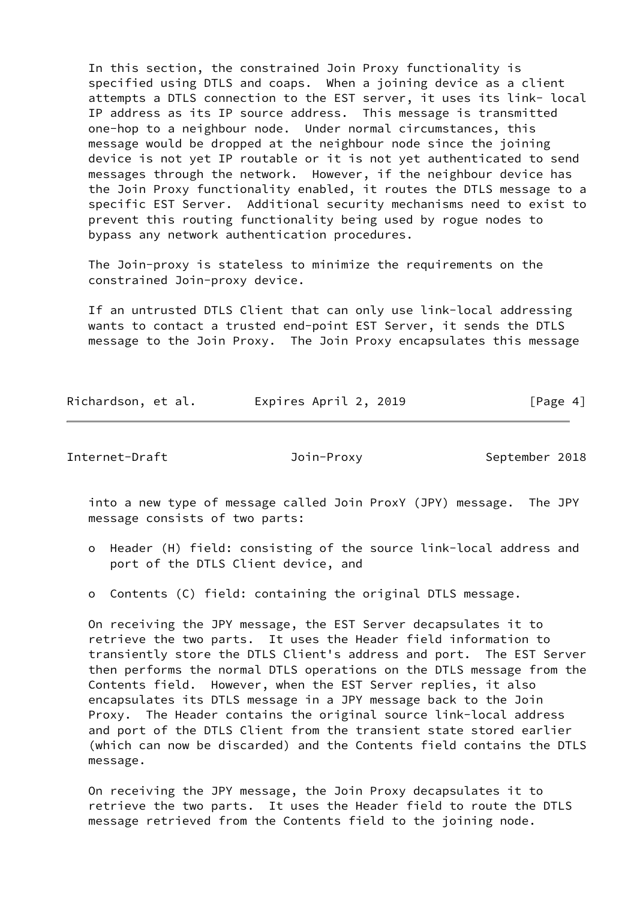In this section, the constrained Join Proxy functionality is specified using DTLS and coaps. When a joining device as a client attempts a DTLS connection to the EST server, it uses its link- local IP address as its IP source address. This message is transmitted one-hop to a neighbour node. Under normal circumstances, this message would be dropped at the neighbour node since the joining device is not yet IP routable or it is not yet authenticated to send messages through the network. However, if the neighbour device has the Join Proxy functionality enabled, it routes the DTLS message to a specific EST Server. Additional security mechanisms need to exist to prevent this routing functionality being used by rogue nodes to bypass any network authentication procedures.

The Join-proxy is stateless to minimize the requirements on the constrained Join-proxy device.

If an untrusted DTLS Client that can only use link-local addressing wants to contact a trusted end-point EST Server, it sends the DTLS message to the Join Proxy. The Join Proxy encapsulates this message into a new type of message called Join ProxY (JPY) message. The JPY message consists of two parts:

- Header (H) field: consisting of the source link-local address and port of the DTLS Client device, and
- Contents (C) field: containing the original DTLS message.

On receiving the JPY message, the EST Server decapsulates it to retrieve the two parts. It uses the Header field information to transiently store the DTLS Client's address and port. The EST Server then performs the normal DTLS operations on the DTLS message from the Contents field. However, when the EST Server replies, it also encapsulates its DTLS message in a JPY message back to the Join Proxy. The Header contains the original source link-local address and port of the DTLS Client from the transient state stored earlier (which can now be discarded) and the Contents field contains the DTLS message.

On receiving the JPY message, the Join Proxy decapsulates it to retrieve the two parts. It uses the Header field to route the DTLS message retrieved from the Contents field to the joining node.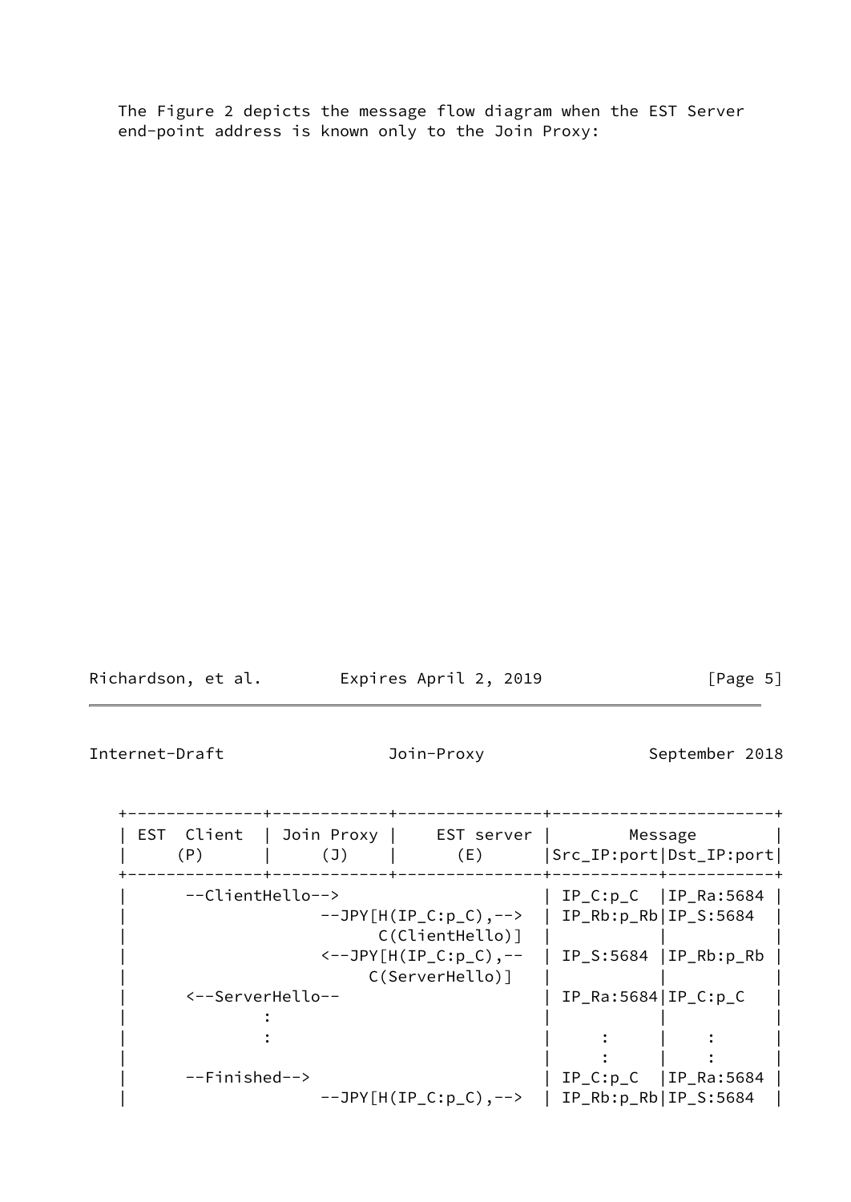The Figure 2 depicts the message flow diagram when the EST Server end-point address is known only to the Join Proxy:

```
+--------------+------------+---------------+-----------------------+
| EST  Client  | Join Proxy |    EST server |        Message        |
|     (P)      |     (J)    |       (E)     |Src_IP:port|Dst_IP:port|
+--------------+------------+---------------+-----------+-----------+
|      --ClientHello-->                     | IP_C:p_C  |IP_Ra:5684 |
|                    --JPY[H(IP_C:p_C),-->  | IP_Rb:p_Rb|IP_S:5684  |
|                          C(ClientHello)]  |           |           |
|                    <--JPY[H(IP_C:p_C),--  | IP_S:5684 |IP_Rb:p_Rb |
|                         C(ServerHello)]   |           |           |
|      <--ServerHello--                     | IP_Ra:5684|IP_C:p_C   |
|              :                            |           |           |
|              :                            |     :     |    :      |
|                                           |     :     |    :      |
|      --Finished-->                        | IP_C:p_C  |IP_Ra:5684 |
|                    --JPY[H(IP_C:p_C),-->  | IP_Rb:p_Rb|IP_S:5684  |
```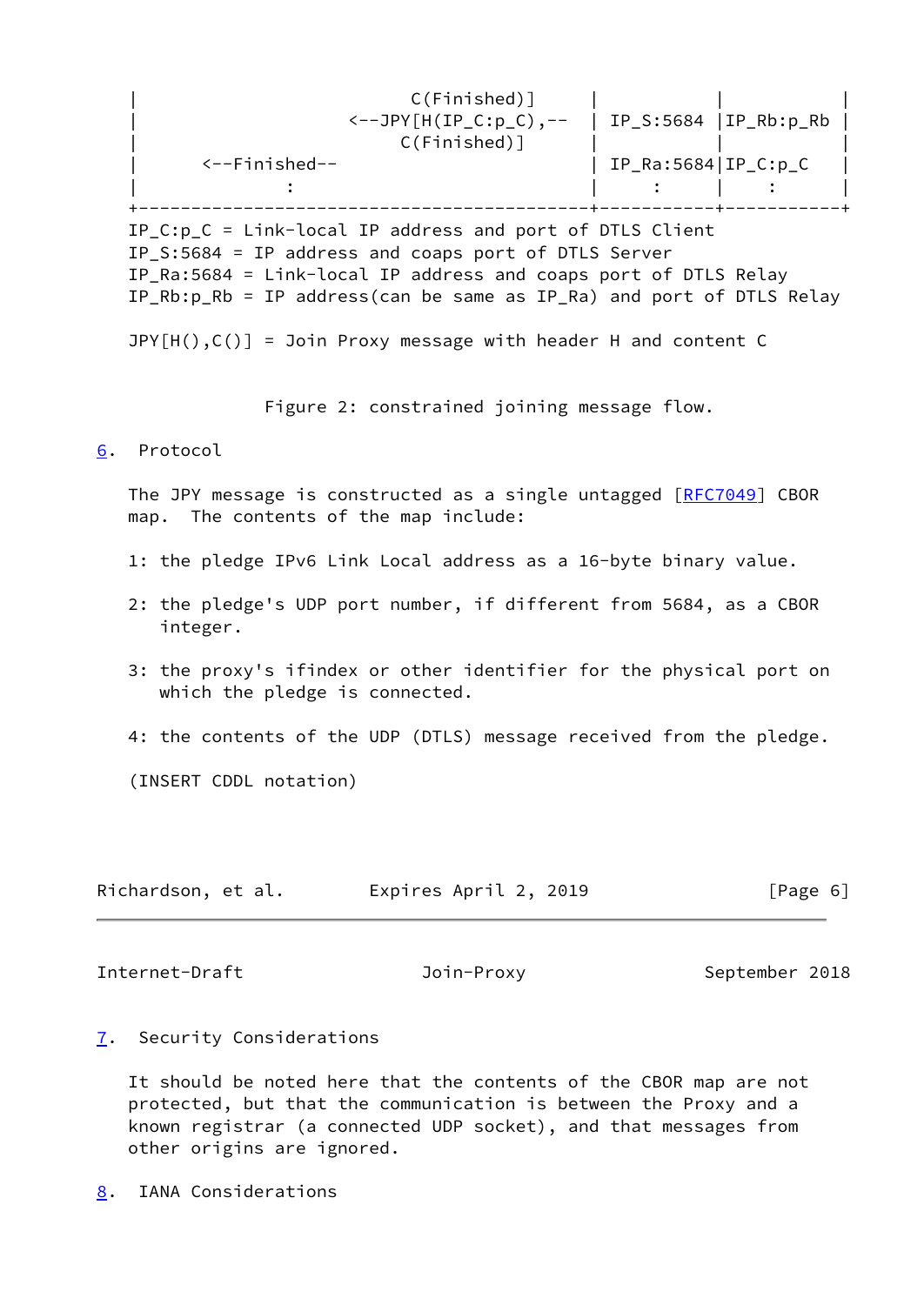```
|                            C(Finished)]      |            |           |
|                     <--JPY[H(IP_C:p_C),--    | IP_S:5684  |IP_Rb:p_Rb |
|                           C(Finished)]       |            |           |
|      <--Finished--                           | IP_Ra:5684|IP_C:p_C    |
|            :                                 |     :      |    :      |
+---------------------------------------------+------------+-----------+
IP_C:p_C = Link-local IP address and port of DTLS Client
IP_S:5684 = IP address and coaps port of DTLS Server
IP_Ra:5684 = Link-local IP address and coaps port of DTLS Relay
IP_Rb:p_Rb = IP address(can be same as IP_Ra) and port of DTLS Relay

JPY[H(),C()] = Join Proxy message with header H and content C
```

Figure 2: constrained joining message flow.

## 6. Protocol

The JPY message is constructed as a single untagged [RFC7049] CBOR map. The contents of the map include:

1: the pledge IPv6 Link Local address as a 16-byte binary value.

2: the pledge's UDP port number, if different from 5684, as a CBOR integer.

3: the proxy's ifindex or other identifier for the physical port on which the pledge is connected.

4: the contents of the UDP (DTLS) message received from the pledge.

(INSERT CDDL notation)

## 7. Security Considerations

It should be noted here that the contents of the CBOR map are not protected, but that the communication is between the Proxy and a known registrar (a connected UDP socket), and that messages from other origins are ignored.

## 8. IANA Considerations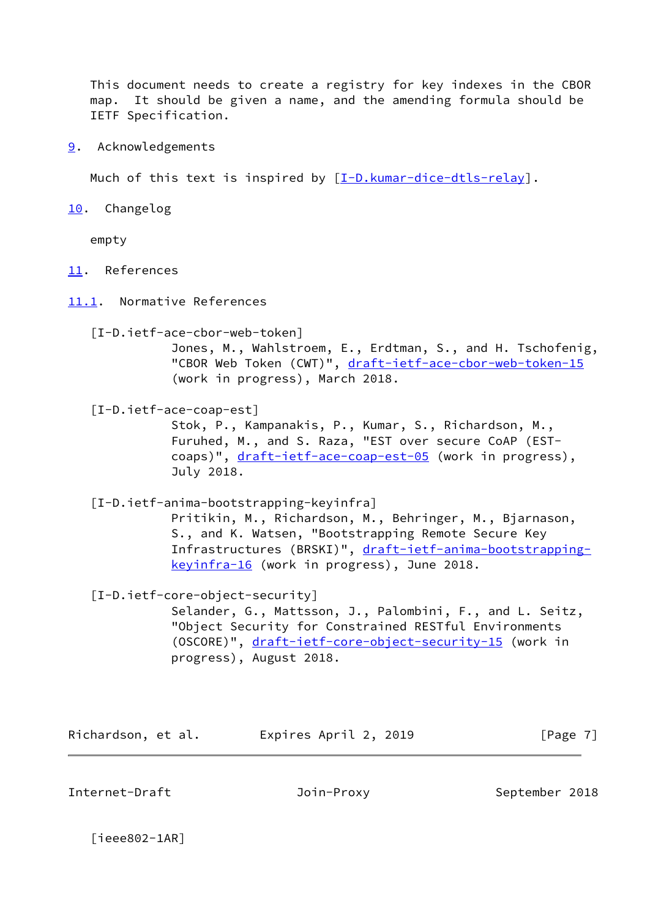This document needs to create a registry for key indexes in the CBOR map. It should be given a name, and the amending formula should be IETF Specification.

## 9. Acknowledgements

Much of this text is inspired by [I-D.kumar-dice-dtls-relay].

## 10. Changelog

empty

## 11. References

### 11.1. Normative References

[I-D.ietf-ace-cbor-web-token]
Jones, M., Wahlstroem, E., Erdtman, S., and H. Tschofenig, "CBOR Web Token (CWT)", draft-ietf-ace-cbor-web-token-15 (work in progress), March 2018.

[I-D.ietf-ace-coap-est]
Stok, P., Kampanakis, P., Kumar, S., Richardson, M., Furuhed, M., and S. Raza, "EST over secure CoAP (EST-coaps)", draft-ietf-ace-coap-est-05 (work in progress), July 2018.

[I-D.ietf-anima-bootstrapping-keyinfra]
Pritikin, M., Richardson, M., Behringer, M., Bjarnason, S., and K. Watsen, "Bootstrapping Remote Secure Key Infrastructures (BRSKI)", draft-ietf-anima-bootstrapping-keyinfra-16 (work in progress), June 2018.

[I-D.ietf-core-object-security]
Selander, G., Mattsson, J., Palombini, F., and L. Seitz, "Object Security for Constrained RESTful Environments (OSCORE)", draft-ietf-core-object-security-15 (work in progress), August 2018.

[ieee802-1AR]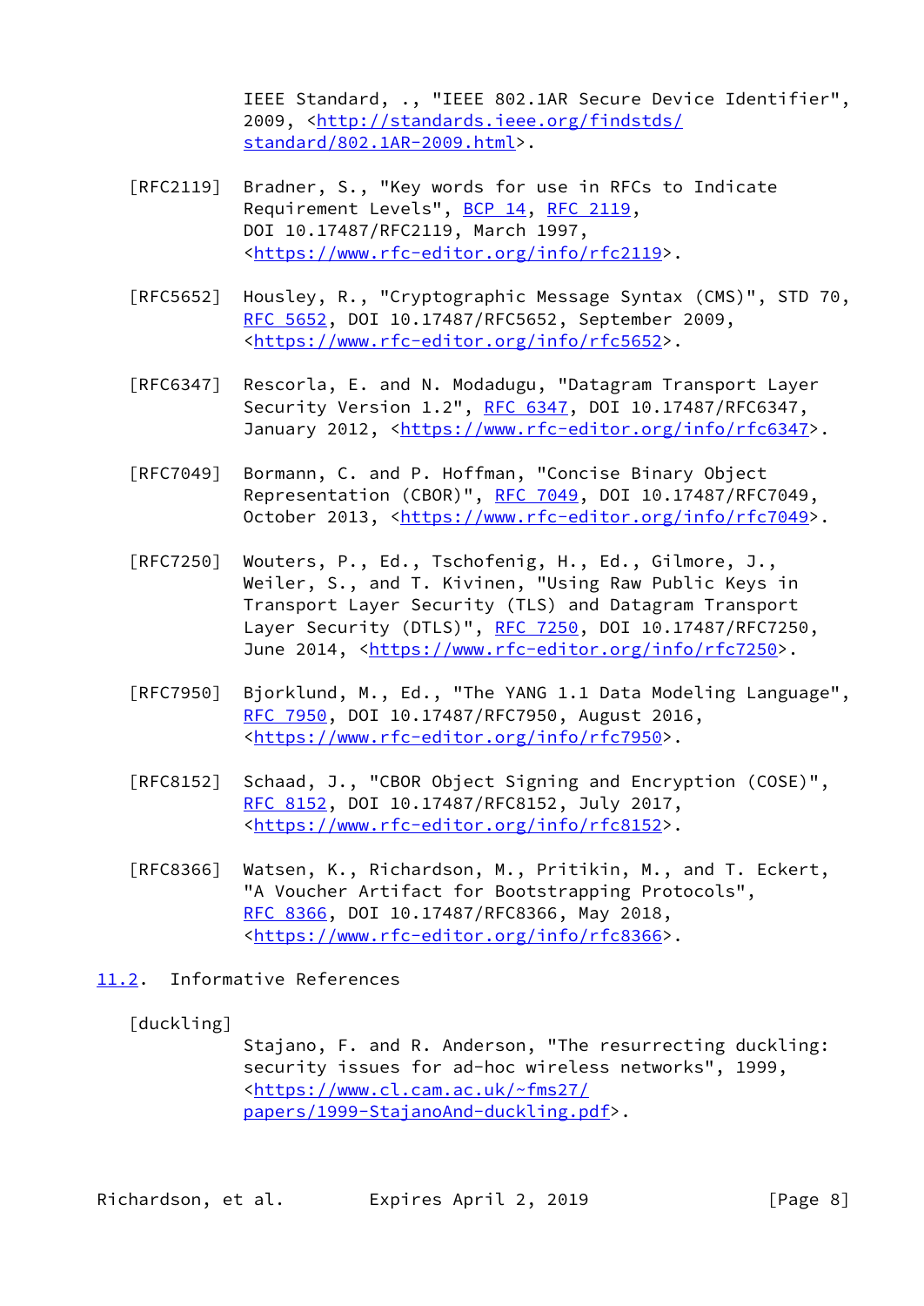IEEE Standard, ., "IEEE 802.1AR Secure Device Identifier", 2009, <http://standards.ieee.org/findstds/standard/802.1AR-2009.html>.

[RFC2119] Bradner, S., "Key words for use in RFCs to Indicate Requirement Levels", BCP 14, RFC 2119, DOI 10.17487/RFC2119, March 1997, <https://www.rfc-editor.org/info/rfc2119>.

[RFC5652] Housley, R., "Cryptographic Message Syntax (CMS)", STD 70, RFC 5652, DOI 10.17487/RFC5652, September 2009, <https://www.rfc-editor.org/info/rfc5652>.

[RFC6347] Rescorla, E. and N. Modadugu, "Datagram Transport Layer Security Version 1.2", RFC 6347, DOI 10.17487/RFC6347, January 2012, <https://www.rfc-editor.org/info/rfc6347>.

[RFC7049] Bormann, C. and P. Hoffman, "Concise Binary Object Representation (CBOR)", RFC 7049, DOI 10.17487/RFC7049, October 2013, <https://www.rfc-editor.org/info/rfc7049>.

[RFC7250] Wouters, P., Ed., Tschofenig, H., Ed., Gilmore, J., Weiler, S., and T. Kivinen, "Using Raw Public Keys in Transport Layer Security (TLS) and Datagram Transport Layer Security (DTLS)", RFC 7250, DOI 10.17487/RFC7250, June 2014, <https://www.rfc-editor.org/info/rfc7250>.

[RFC7950] Bjorklund, M., Ed., "The YANG 1.1 Data Modeling Language", RFC 7950, DOI 10.17487/RFC7950, August 2016, <https://www.rfc-editor.org/info/rfc7950>.

[RFC8152] Schaad, J., "CBOR Object Signing and Encryption (COSE)", RFC 8152, DOI 10.17487/RFC8152, July 2017, <https://www.rfc-editor.org/info/rfc8152>.

[RFC8366] Watsen, K., Richardson, M., Pritikin, M., and T. Eckert, "A Voucher Artifact for Bootstrapping Protocols", RFC 8366, DOI 10.17487/RFC8366, May 2018, <https://www.rfc-editor.org/info/rfc8366>.

## 11.2. Informative References

[duckling] Stajano, F. and R. Anderson, "The resurrecting duckling: security issues for ad-hoc wireless networks", 1999, <https://www.cl.cam.ac.uk/~fms27/papers/1999-StajanoAnd-duckling.pdf>.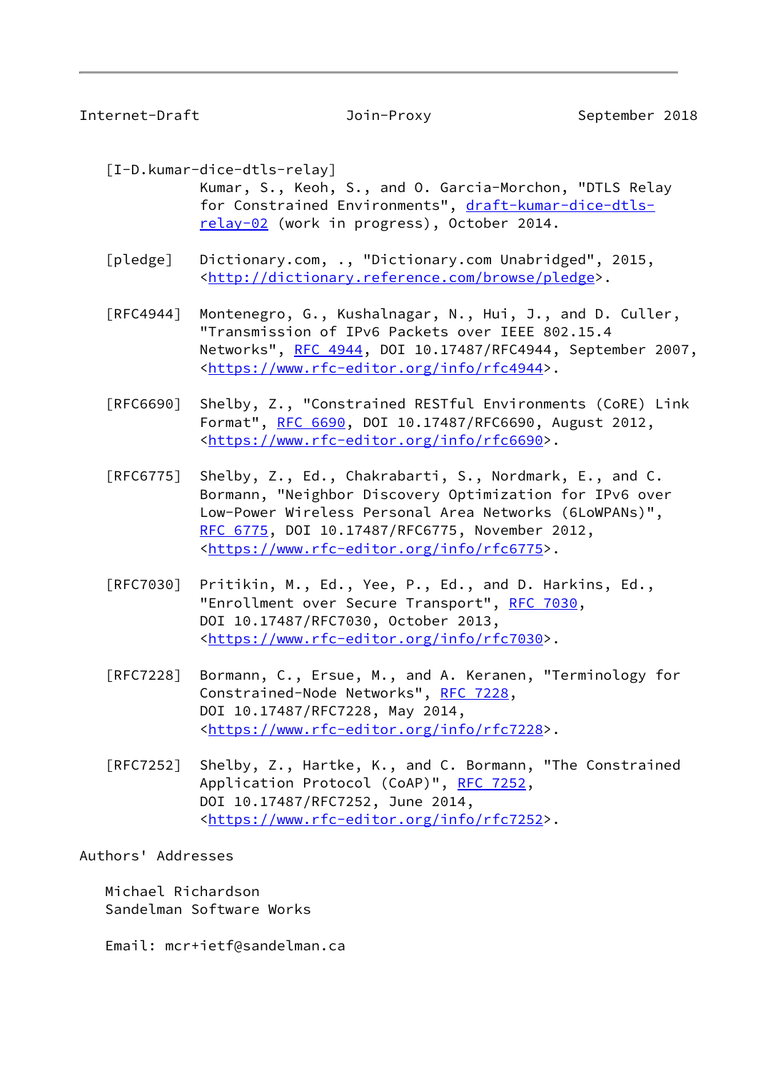[I-D.kumar-dice-dtls-relay]
Kumar, S., Keoh, S., and O. Garcia-Morchon, "DTLS Relay for Constrained Environments", draft-kumar-dice-dtls-relay-02 (work in progress), October 2014.

[pledge] Dictionary.com, ., "Dictionary.com Unabridged", 2015, <http://dictionary.reference.com/browse/pledge>.

[RFC4944] Montenegro, G., Kushalnagar, N., Hui, J., and D. Culler, "Transmission of IPv6 Packets over IEEE 802.15.4 Networks", RFC 4944, DOI 10.17487/RFC4944, September 2007, <https://www.rfc-editor.org/info/rfc4944>.

[RFC6690] Shelby, Z., "Constrained RESTful Environments (CoRE) Link Format", RFC 6690, DOI 10.17487/RFC6690, August 2012, <https://www.rfc-editor.org/info/rfc6690>.

[RFC6775] Shelby, Z., Ed., Chakrabarti, S., Nordmark, E., and C. Bormann, "Neighbor Discovery Optimization for IPv6 over Low-Power Wireless Personal Area Networks (6LoWPANs)", RFC 6775, DOI 10.17487/RFC6775, November 2012, <https://www.rfc-editor.org/info/rfc6775>.

[RFC7030] Pritikin, M., Ed., Yee, P., Ed., and D. Harkins, Ed., "Enrollment over Secure Transport", RFC 7030, DOI 10.17487/RFC7030, October 2013, <https://www.rfc-editor.org/info/rfc7030>.

[RFC7228] Bormann, C., Ersue, M., and A. Keranen, "Terminology for Constrained-Node Networks", RFC 7228, DOI 10.17487/RFC7228, May 2014, <https://www.rfc-editor.org/info/rfc7228>.

[RFC7252] Shelby, Z., Hartke, K., and C. Bormann, "The Constrained Application Protocol (CoAP)", RFC 7252, DOI 10.17487/RFC7252, June 2014, <https://www.rfc-editor.org/info/rfc7252>.

## Authors' Addresses

Michael Richardson
Sandelman Software Works

Email: mcr+ietf@sandelman.ca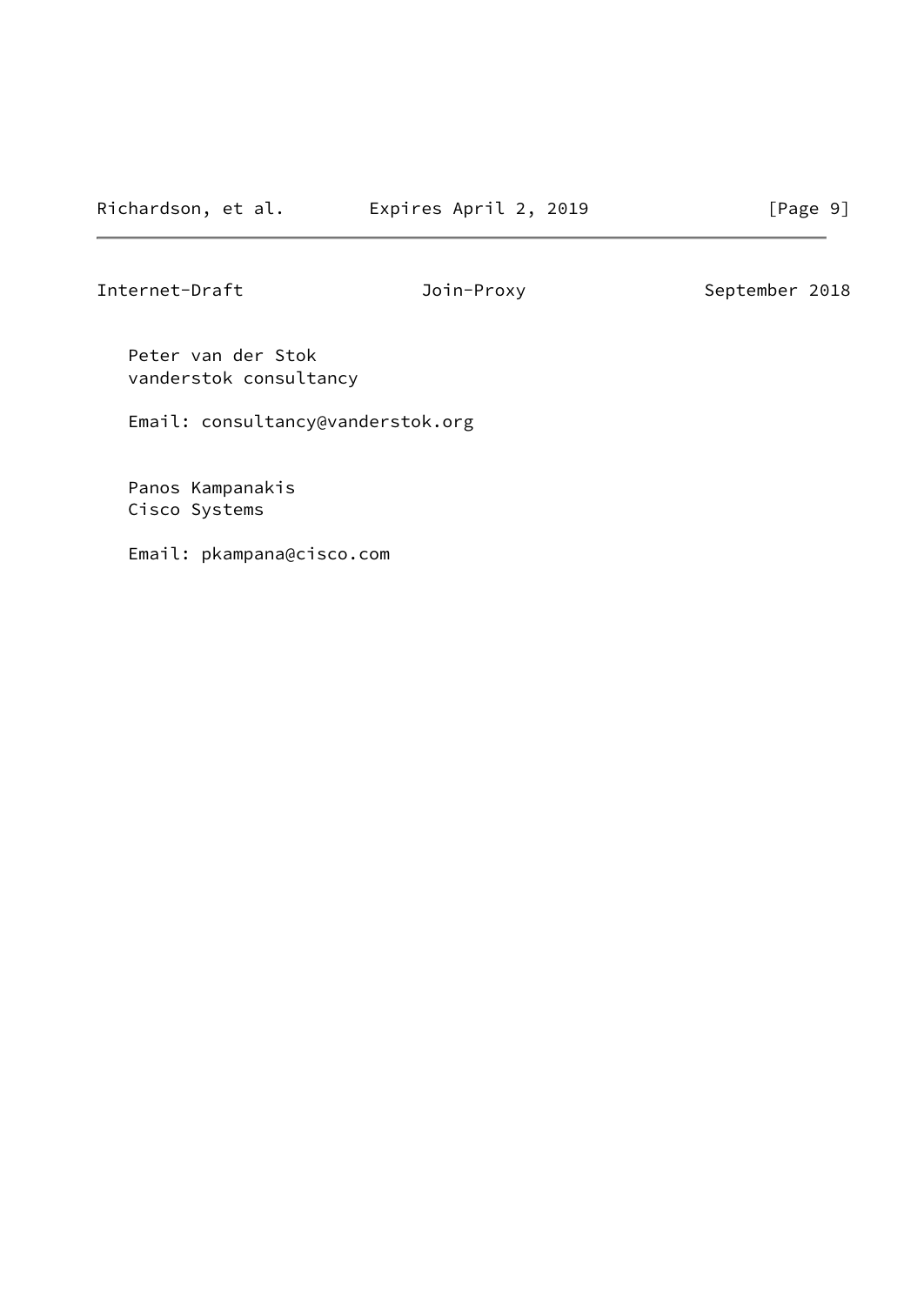Peter van der Stok
vanderstok consultancy

Email: consultancy@vanderstok.org

Panos Kampanakis
Cisco Systems

Email: pkampana@cisco.com